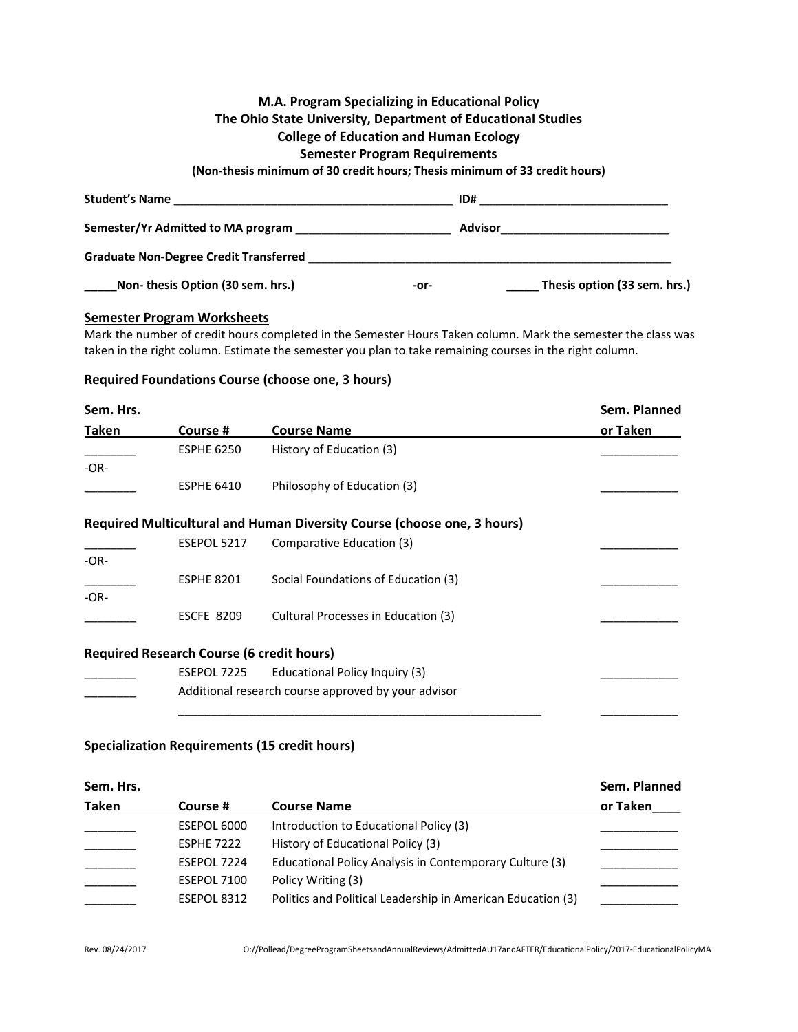# M.A. Program Specializing in Educational Policy
## The Ohio State University, Department of Educational Studies
## College of Education and Human Ecology
## Semester Program Requirements
**(Non-thesis minimum of 30 credit hours; Thesis minimum of 33 credit hours)**

**Student's Name** ____________________________________________ **ID#** _____________________________

**Semester/Yr Admitted to MA program** ________________________ **Advisor**__________________________

**Graduate Non-Degree Credit Transferred** __________________________________________________________

**_____Non- thesis Option (30 sem. hrs.)** -or- **_____ Thesis option (33 sem. hrs.)**

### Semester Program Worksheets

Mark the number of credit hours completed in the Semester Hours Taken column. Mark the semester the class was taken in the right column. Estimate the semester you plan to take remaining courses in the right column.

### Required Foundations Course (choose one, 3 hours)

| Sem. Hrs. Taken | Course # | Course Name | Sem. Planned or Taken |
|---|---|---|---|
| ________ | ESPHE 6250 | History of Education (3) | ____________ |
| -OR- | | | |
| ________ | ESPHE 6410 | Philosophy of Education (3) | ____________ |

### Required Multicultural and Human Diversity Course (choose one, 3 hours)

| Sem. Hrs. Taken | Course # | Course Name | Sem. Planned or Taken |
|---|---|---|---|
| ________ | ESEPOL 5217 | Comparative Education (3) | ____________ |
| -OR- | | | |
| ________ | ESPHE 8201 | Social Foundations of Education (3) | ____________ |
| -OR- | | | |
| ________ | ESCFE 8209 | Cultural Processes in Education (3) | ____________ |

### Required Research Course (6 credit hours)

| Sem. Hrs. Taken | Course # | Course Name | Sem. Planned or Taken |
|---|---|---|---|
| ________ | ESEPOL 7225 | Educational Policy Inquiry (3) | ____________ |
| ________ | Additional research course approved by your advisor | | |
| | __________________________________________________________ | | ____________ |

### Specialization Requirements (15 credit hours)

| Sem. Hrs. Taken | Course # | Course Name | Sem. Planned or Taken |
|---|---|---|---|
| ________ | ESEPOL 6000 | Introduction to Educational Policy (3) | ____________ |
| ________ | ESPHE 7222 | History of Educational Policy (3) | ____________ |
| ________ | ESEPOL 7224 | Educational Policy Analysis in Contemporary Culture (3) | ____________ |
| ________ | ESEPOL 7100 | Policy Writing (3) | ____________ |
| ________ | ESEPOL 8312 | Politics and Political Leadership in American Education (3) | ____________ |

Rev. 08/24/2017 O://Pollead/DegreeProgramSheetsandAnnualReviews/AdmittedAU17andAFTER/EducationalPolicy/2017-EducationalPolicyMA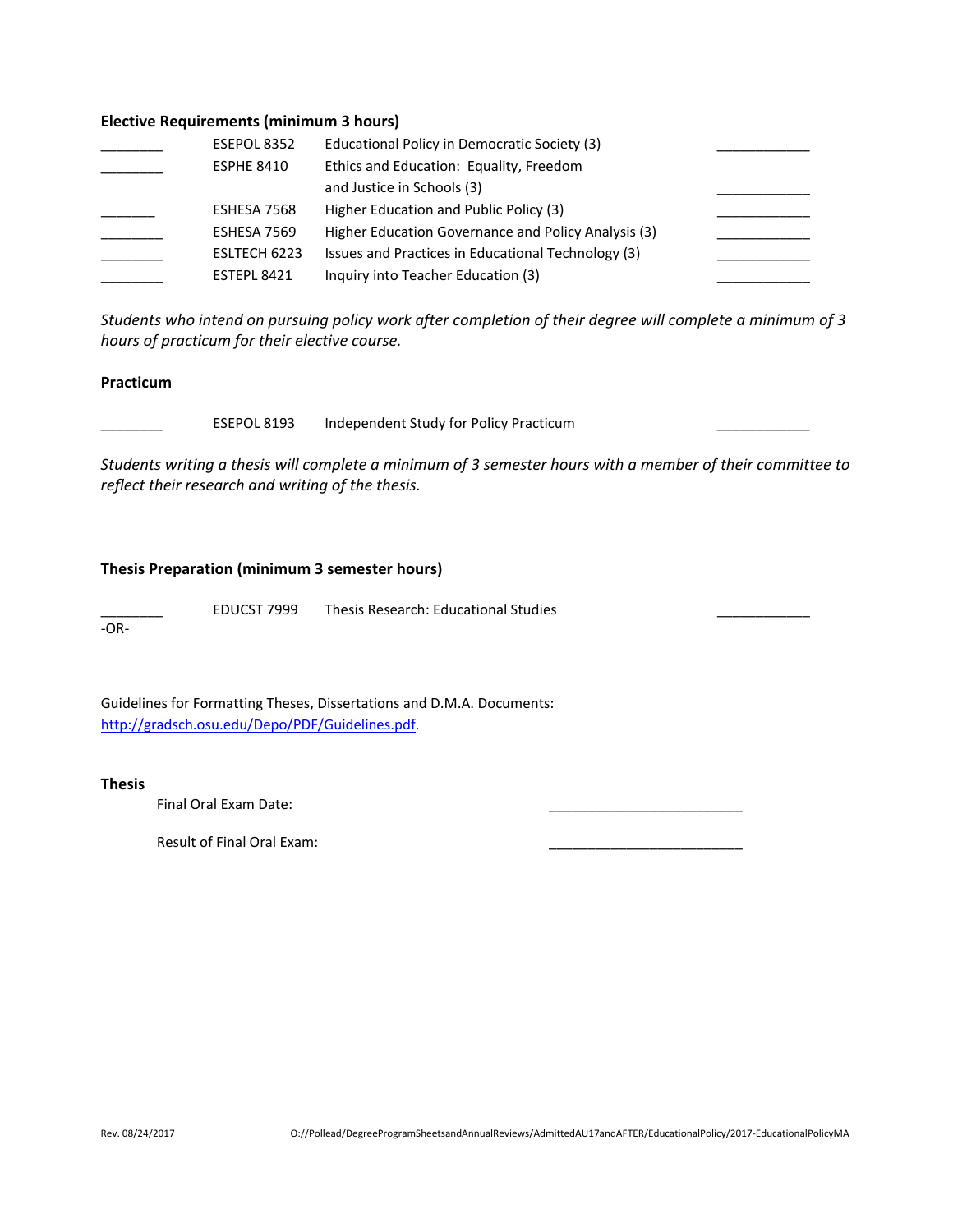**Elective Requirements (minimum 3 hours)**

| | | | |
|---|---|---|---|
| ________ | ESEPOL 8352 | Educational Policy in Democratic Society (3) | ____________ |
| ________ | ESPHE 8410 | Ethics and Education: Equality, Freedom and Justice in Schools (3) | ____________ |
| _______ | ESHESA 7568 | Higher Education and Public Policy (3) | ____________ |
| ________ | ESHESA 7569 | Higher Education Governance and Policy Analysis (3) | ____________ |
| ________ | ESLTECH 6223 | Issues and Practices in Educational Technology (3) | ____________ |
| ________ | ESTEPL 8421 | Inquiry into Teacher Education (3) | ____________ |

*Students who intend on pursuing policy work after completion of their degree will complete a minimum of 3 hours of practicum for their elective course.*

**Practicum**

| | | | |
|---|---|---|---|
| ________ | ESEPOL 8193 | Independent Study for Policy Practicum | ____________ |

*Students writing a thesis will complete a minimum of 3 semester hours with a member of their committee to reflect their research and writing of the thesis.*

**Thesis Preparation (minimum 3 semester hours)**

| | | | |
|---|---|---|---|
| ________ | EDUCST 7999 | Thesis Research: Educational Studies | ____________ |

-OR-

Guidelines for Formatting Theses, Dissertations and D.M.A. Documents: http://gradsch.osu.edu/Depo/PDF/Guidelines.pdf.

**Thesis**

Final Oral Exam Date: _________________________

Result of Final Oral Exam: _________________________

Rev. 08/24/2017 O://Pollead/DegreeProgramSheetsandAnnualReviews/AdmittedAU17andAFTER/EducationalPolicy/2017-EducationalPolicyMA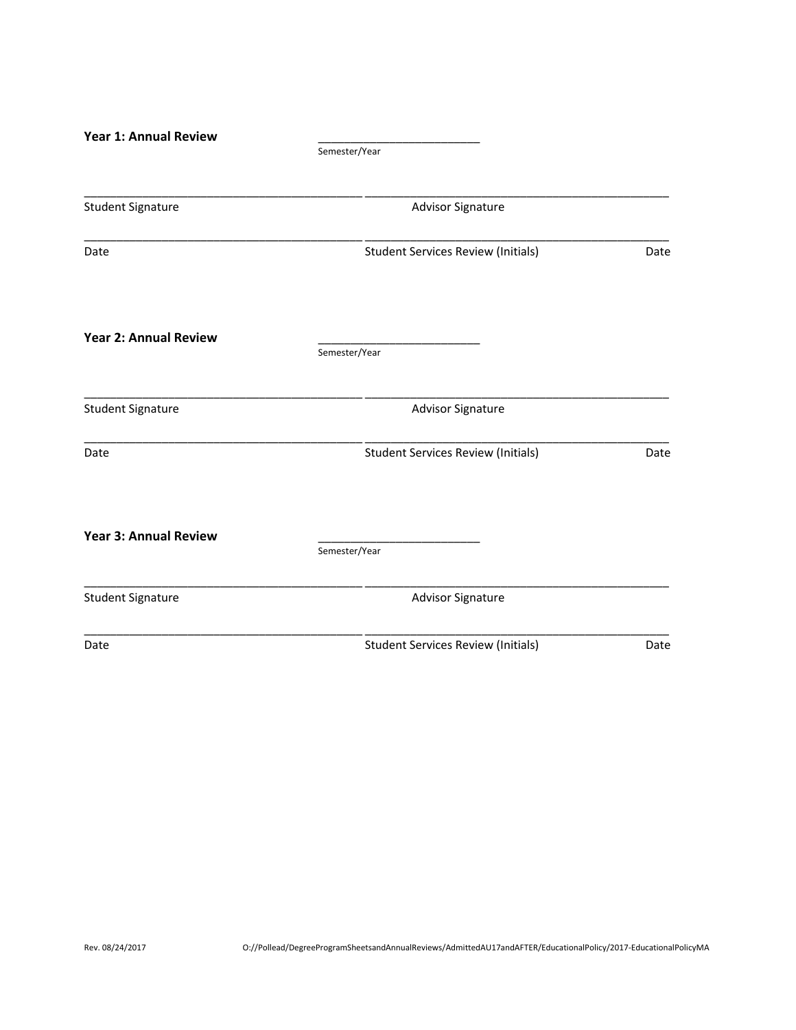**Year 1: Annual Review** \_\_\_\_\_\_\_\_\_\_\_\_\_\_\_\_\_\_\_\_\_\_\_\_\_
Semester/Year

\_\_\_\_\_\_\_\_\_\_\_\_\_\_\_\_\_\_\_\_\_\_\_\_\_\_\_\_\_\_\_\_\_\_\_\_\_\_\_\_\_\_\_ \_\_\_\_\_\_\_\_\_\_\_\_\_\_\_\_\_\_\_\_\_\_\_\_\_\_\_\_\_\_\_\_\_\_\_\_\_\_\_\_\_\_\_\_\_\_\_
Student Signature Advisor Signature

\_\_\_\_\_\_\_\_\_\_\_\_\_\_\_\_\_\_\_\_\_\_\_\_\_\_\_\_\_\_\_\_\_\_\_\_\_\_\_\_\_\_\_ \_\_\_\_\_\_\_\_\_\_\_\_\_\_\_\_\_\_\_\_\_\_\_\_\_\_\_\_\_\_\_\_\_\_\_\_\_\_\_\_\_\_\_\_\_\_\_
Date Student Services Review (Initials) Date

**Year 2: Annual Review** \_\_\_\_\_\_\_\_\_\_\_\_\_\_\_\_\_\_\_\_\_\_\_\_\_
Semester/Year

\_\_\_\_\_\_\_\_\_\_\_\_\_\_\_\_\_\_\_\_\_\_\_\_\_\_\_\_\_\_\_\_\_\_\_\_\_\_\_\_\_\_\_ \_\_\_\_\_\_\_\_\_\_\_\_\_\_\_\_\_\_\_\_\_\_\_\_\_\_\_\_\_\_\_\_\_\_\_\_\_\_\_\_\_\_\_\_\_\_\_
Student Signature Advisor Signature

\_\_\_\_\_\_\_\_\_\_\_\_\_\_\_\_\_\_\_\_\_\_\_\_\_\_\_\_\_\_\_\_\_\_\_\_\_\_\_\_\_\_\_ \_\_\_\_\_\_\_\_\_\_\_\_\_\_\_\_\_\_\_\_\_\_\_\_\_\_\_\_\_\_\_\_\_\_\_\_\_\_\_\_\_\_\_\_\_\_\_
Date Student Services Review (Initials) Date

**Year 3: Annual Review** \_\_\_\_\_\_\_\_\_\_\_\_\_\_\_\_\_\_\_\_\_\_\_\_\_
Semester/Year

\_\_\_\_\_\_\_\_\_\_\_\_\_\_\_\_\_\_\_\_\_\_\_\_\_\_\_\_\_\_\_\_\_\_\_\_\_\_\_\_\_\_\_ \_\_\_\_\_\_\_\_\_\_\_\_\_\_\_\_\_\_\_\_\_\_\_\_\_\_\_\_\_\_\_\_\_\_\_\_\_\_\_\_\_\_\_\_\_\_\_
Student Signature Advisor Signature

\_\_\_\_\_\_\_\_\_\_\_\_\_\_\_\_\_\_\_\_\_\_\_\_\_\_\_\_\_\_\_\_\_\_\_\_\_\_\_\_\_\_\_ \_\_\_\_\_\_\_\_\_\_\_\_\_\_\_\_\_\_\_\_\_\_\_\_\_\_\_\_\_\_\_\_\_\_\_\_\_\_\_\_\_\_\_\_\_\_\_
Date Student Services Review (Initials) Date

Rev. 08/24/2017 O://Pollead/DegreeProgramSheetsandAnnualReviews/AdmittedAU17andAFTER/EducationalPolicy/2017-EducationalPolicyMA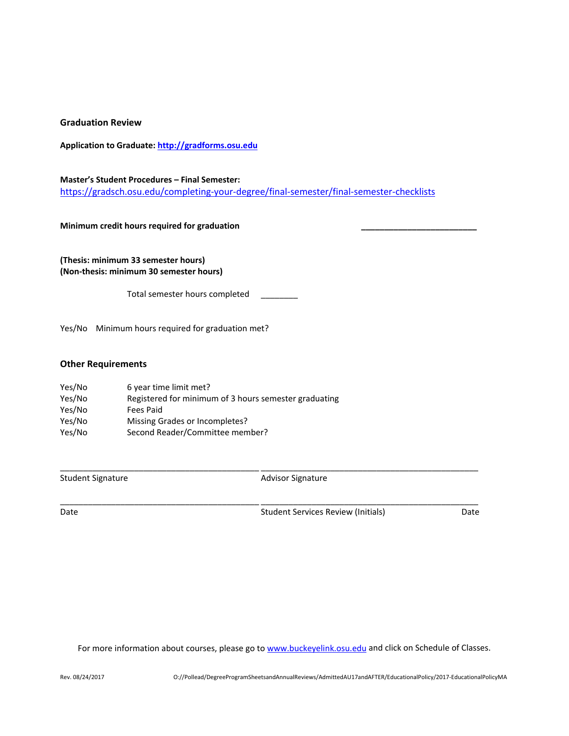### Graduation Review

**Application to Graduate: [http://gradforms.osu.edu](http://gradforms.osu.edu)**

**Master's Student Procedures – Final Semester:**
[https://gradsch.osu.edu/completing-your-degree/final-semester/final-semester-checklists](https://gradsch.osu.edu/completing-your-degree/final-semester/final-semester-checklists)

**Minimum credit hours required for graduation** _________________________

**(Thesis: minimum 33 semester hours)**
**(Non-thesis: minimum 30 semester hours)**

Total semester hours completed ________

Yes/No Minimum hours required for graduation met?

### Other Requirements

| | |
|---|---|
| Yes/No | 6 year time limit met? |
| Yes/No | Registered for minimum of 3 hours semester graduating |
| Yes/No | Fees Paid |
| Yes/No | Missing Grades or Incompletes? |
| Yes/No | Second Reader/Committee member? |

_____________________________________________ _______________________________________________

Student Signature Advisor Signature

_____________________________________________ _______________________________________________

Date Student Services Review (Initials) Date

For more information about courses, please go to [www.buckeyelink.osu.edu](http://www.buckeyelink.osu.edu) and click on Schedule of Classes.

Rev. 08/24/2017 O://Pollead/DegreeProgramSheetsandAnnualReviews/AdmittedAU17andAFTER/EducationalPolicy/2017-EducationalPolicyMA